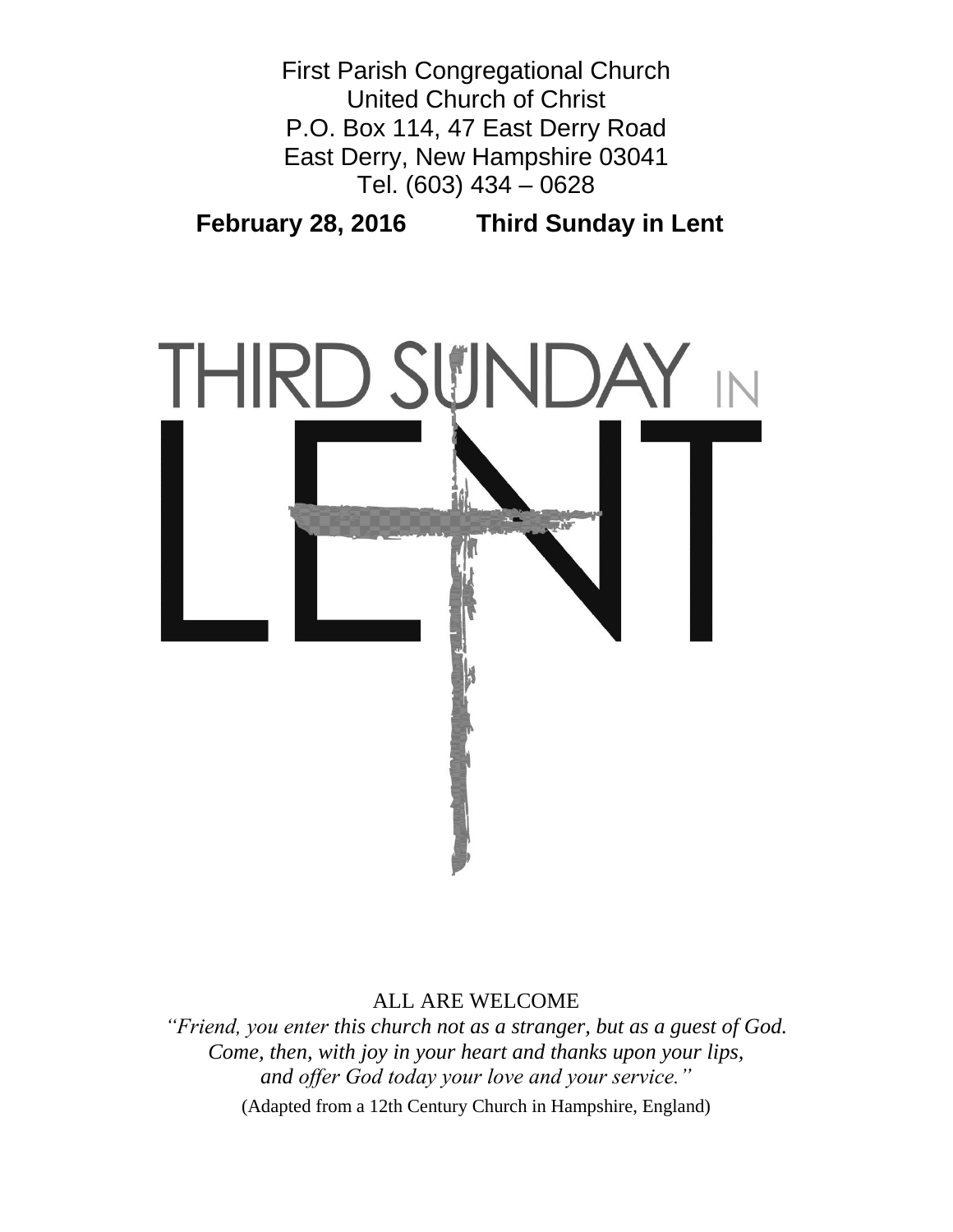First Parish Congregational Church
United Church of Christ
P.O. Box 114, 47 East Derry Road
East Derry, New Hampshire 03041
Tel. (603) 434 – 0628

**February 28, 2016 Third Sunday in Lent**

THIRD SUNDAY IN LENT

ALL ARE WELCOME

*"Friend, you enter this church not as a stranger, but as a guest of God. Come, then, with joy in your heart and thanks upon your lips, and offer God today your love and your service."*

(Adapted from a 12th Century Church in Hampshire, England)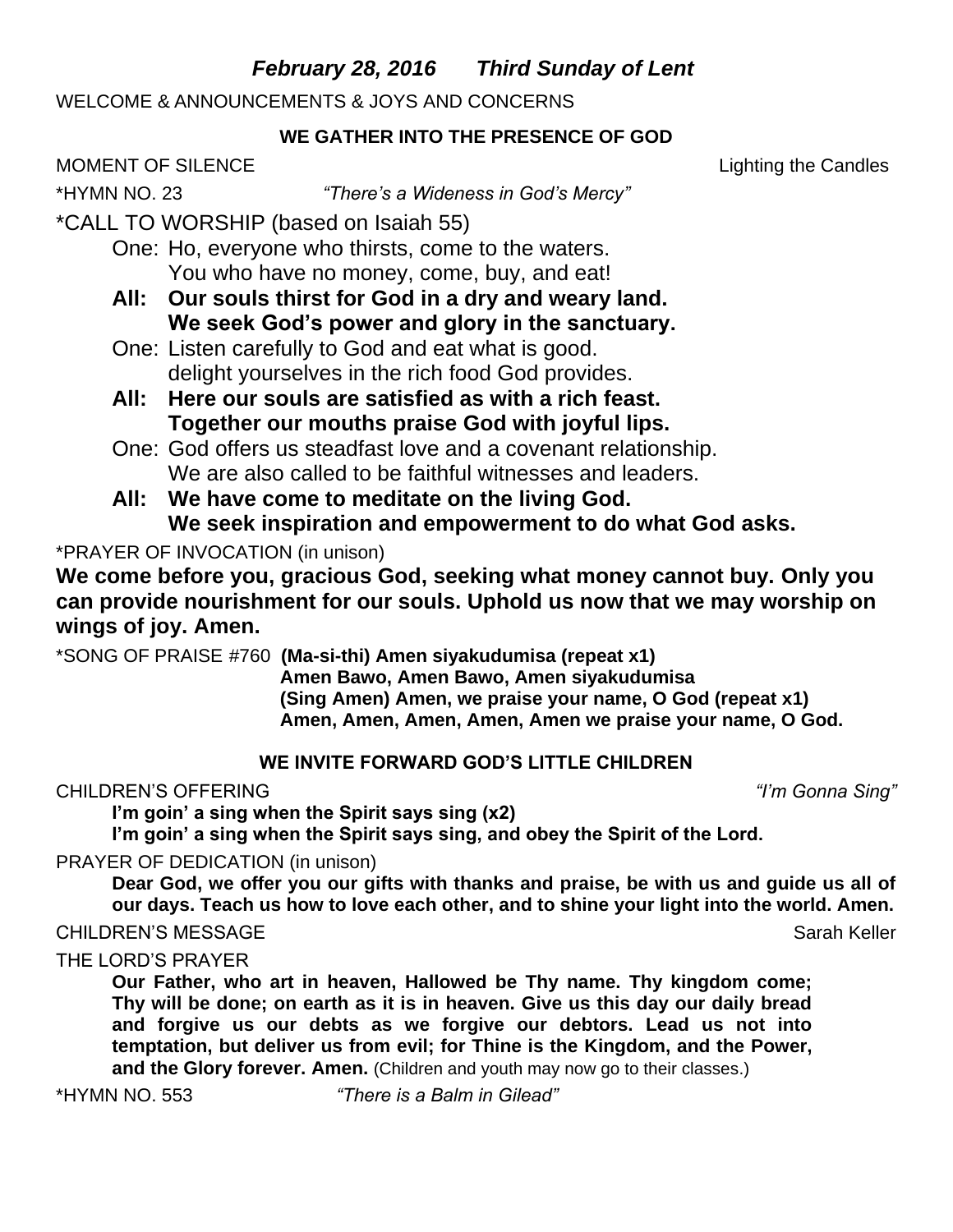## *February 28, 2016 Third Sunday of Lent*

WELCOME & ANNOUNCEMENTS & JOYS AND CONCERNS

### WE GATHER INTO THE PRESENCE OF GOD

MOMENT OF SILENCE Lighting the Candles

*HYMN NO. 23 *"There's a Wideness in God's Mercy"*

*CALL TO WORSHIP (based on Isaiah 55)

One: Ho, everyone who thirsts, come to the waters.
You who have no money, come, buy, and eat!

**All: Our souls thirst for God in a dry and weary land.
We seek God's power and glory in the sanctuary.**

One: Listen carefully to God and eat what is good.
delight yourselves in the rich food God provides.

**All: Here our souls are satisfied as with a rich feast.
Together our mouths praise God with joyful lips.**

One: God offers us steadfast love and a covenant relationship.
We are also called to be faithful witnesses and leaders.

**All: We have come to meditate on the living God.
We seek inspiration and empowerment to do what God asks.**

*PRAYER OF INVOCATION (in unison)

**We come before you, gracious God, seeking what money cannot buy. Only you can provide nourishment for our souls. Uphold us now that we may worship on wings of joy. Amen.**

*SONG OF PRAISE #760 **(Ma-si-thi) Amen siyakudumisa (repeat x1)
Amen Bawo, Amen Bawo, Amen siyakudumisa
(Sing Amen) Amen, we praise your name, O God (repeat x1)
Amen, Amen, Amen, Amen, Amen we praise your name, O God.**

### WE INVITE FORWARD GOD'S LITTLE CHILDREN

CHILDREN'S OFFERING *"I'm Gonna Sing"*

**I'm goin' a sing when the Spirit says sing (x2)
I'm goin' a sing when the Spirit says sing, and obey the Spirit of the Lord.**

PRAYER OF DEDICATION (in unison)

**Dear God, we offer you our gifts with thanks and praise, be with us and guide us all of our days. Teach us how to love each other, and to shine your light into the world. Amen.**

CHILDREN'S MESSAGE Sarah Keller

THE LORD'S PRAYER

**Our Father, who art in heaven, Hallowed be Thy name. Thy kingdom come; Thy will be done; on earth as it is in heaven. Give us this day our daily bread and forgive us our debts as we forgive our debtors. Lead us not into temptation, but deliver us from evil; for Thine is the Kingdom, and the Power, and the Glory forever. Amen.** (Children and youth may now go to their classes.)

*HYMN NO. 553 *"There is a Balm in Gilead"*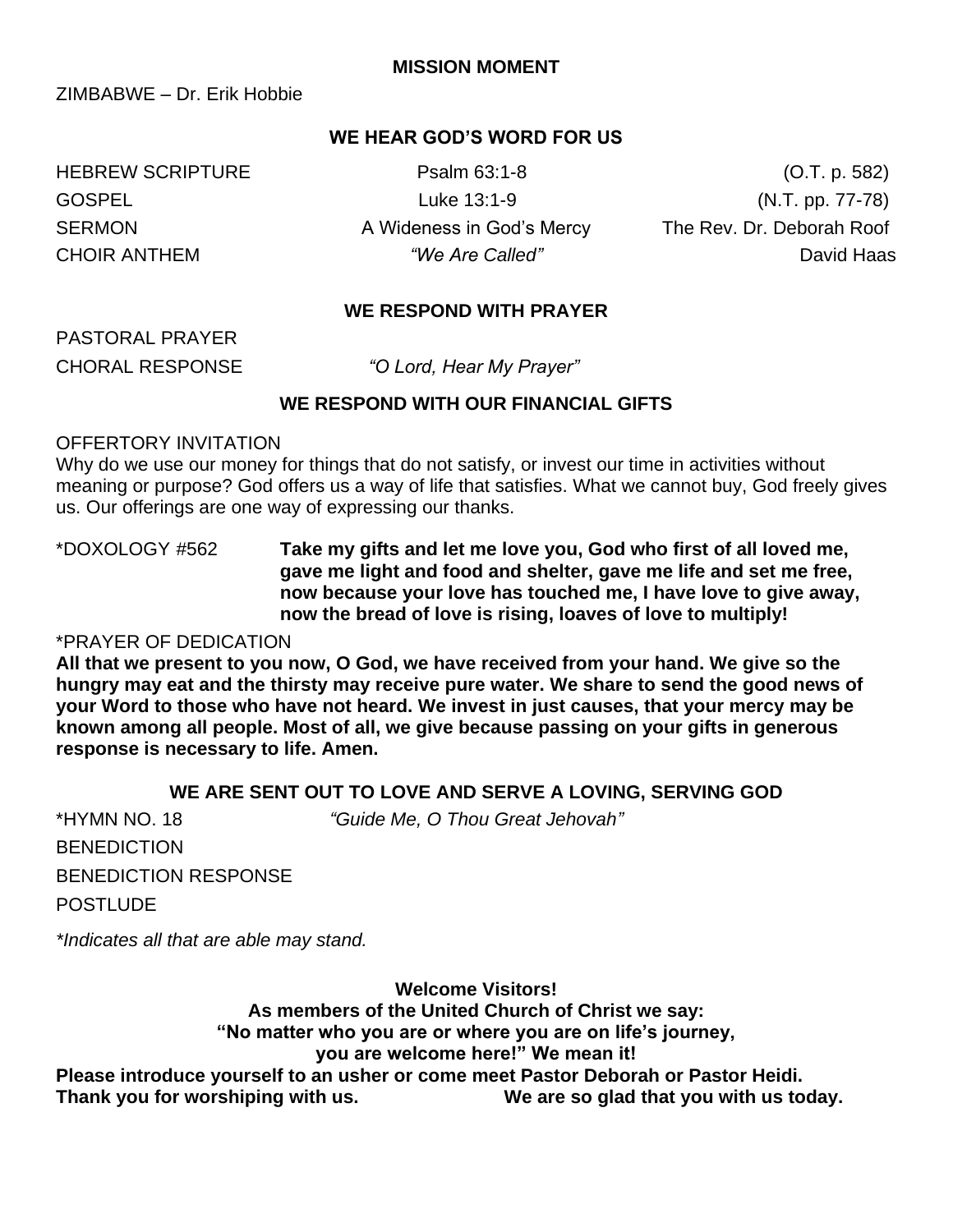## MISSION MOMENT

ZIMBABWE – Dr. Erik Hobbie

## WE HEAR GOD'S WORD FOR US

HEBREW SCRIPTURE — Psalm 63:1-8 — (O.T. p. 582)

GOSPEL — Luke 13:1-9 — (N.T. pp. 77-78)

SERMON — A Wideness in God's Mercy — The Rev. Dr. Deborah Roof

CHOIR ANTHEM — *"We Are Called"* — David Haas

## WE RESPOND WITH PRAYER

PASTORAL PRAYER

CHORAL RESPONSE — *"O Lord, Hear My Prayer"*

## WE RESPOND WITH OUR FINANCIAL GIFTS

OFFERTORY INVITATION

Why do we use our money for things that do not satisfy, or invest our time in activities without meaning or purpose? God offers us a way of life that satisfies. What we cannot buy, God freely gives us. Our offerings are one way of expressing our thanks.

*DOXOLOGY #562 — **Take my gifts and let me love you, God who first of all loved me, gave me light and food and shelter, gave me life and set me free, now because your love has touched me, I have love to give away, now the bread of love is rising, loaves of love to multiply!**

*PRAYER OF DEDICATION

**All that we present to you now, O God, we have received from your hand. We give so the hungry may eat and the thirsty may receive pure water. We share to send the good news of your Word to those who have not heard. We invest in just causes, that your mercy may be known among all people. Most of all, we give because passing on your gifts in generous response is necessary to life. Amen.**

## WE ARE SENT OUT TO LOVE AND SERVE A LOVING, SERVING GOD

*HYMN NO. 18 — *"Guide Me, O Thou Great Jehovah"*

BENEDICTION

BENEDICTION RESPONSE

POSTLUDE

*\*Indicates all that are able may stand.*

**Welcome Visitors!**
**As members of the United Church of Christ we say:**
**"No matter who you are or where you are on life's journey,**
**you are welcome here!" We mean it!**
**Please introduce yourself to an usher or come meet Pastor Deborah or Pastor Heidi.**
**Thank you for worshiping with us. We are so glad that you with us today.**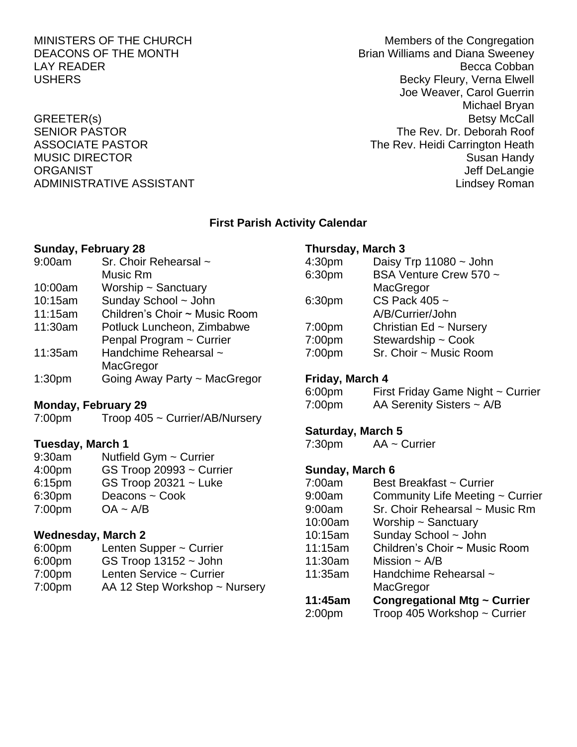| | |
|---|---|
| MINISTERS OF THE CHURCH | Members of the Congregation |
| DEACONS OF THE MONTH | Brian Williams and Diana Sweeney |
| LAY READER | Becca Cobban |
| USHERS | Becky Fleury, Verna Elwell<br>Joe Weaver, Carol Guerrin<br>Michael Bryan |
| GREETER(s) | Betsy McCall |
| SENIOR PASTOR | The Rev. Dr. Deborah Roof |
| ASSOCIATE PASTOR | The Rev. Heidi Carrington Heath |
| MUSIC DIRECTOR | Susan Handy |
| ORGANIST | Jeff DeLangie |
| ADMINISTRATIVE ASSISTANT | Lindsey Roman |

## First Parish Activity Calendar

**Sunday, February 28**

| | |
|---|---|
| 9:00am | Sr. Choir Rehearsal ~ Music Rm |
| 10:00am | Worship ~ Sanctuary |
| 10:15am | Sunday School ~ John |
| 11:15am | Children's Choir ~ Music Room |
| 11:30am | Potluck Luncheon, Zimbabwe Penpal Program ~ Currier |
| 11:35am | Handchime Rehearsal ~ MacGregor |
| 1:30pm | Going Away Party ~ MacGregor |

**Monday, February 29**

| | |
|---|---|
| 7:00pm | Troop 405 ~ Currier/AB/Nursery |

**Tuesday, March 1**

| | |
|---|---|
| 9:30am | Nutfield Gym ~ Currier |
| 4:00pm | GS Troop 20993 ~ Currier |
| 6:15pm | GS Troop 20321 ~ Luke |
| 6:30pm | Deacons ~ Cook |
| 7:00pm | OA ~ A/B |

**Wednesday, March 2**

| | |
|---|---|
| 6:00pm | Lenten Supper ~ Currier |
| 6:00pm | GS Troop 13152 ~ John |
| 7:00pm | Lenten Service ~ Currier |
| 7:00pm | AA 12 Step Workshop ~ Nursery |

**Thursday, March 3**

| | |
|---|---|
| 4:30pm | Daisy Trp 11080 ~ John |
| 6:30pm | BSA Venture Crew 570 ~ MacGregor |
| 6:30pm | CS Pack 405 ~ A/B/Currier/John |
| 7:00pm | Christian Ed ~ Nursery |
| 7:00pm | Stewardship ~ Cook |
| 7:00pm | Sr. Choir ~ Music Room |

**Friday, March 4**

| | |
|---|---|
| 6:00pm | First Friday Game Night ~ Currier |
| 7:00pm | AA Serenity Sisters ~ A/B |

**Saturday, March 5**

| | |
|---|---|
| 7:30pm | AA ~ Currier |

**Sunday, March 6**

| | |
|---|---|
| 7:00am | Best Breakfast ~ Currier |
| 9:00am | Community Life Meeting ~ Currier |
| 9:00am | Sr. Choir Rehearsal ~ Music Rm |
| 10:00am | Worship ~ Sanctuary |
| 10:15am | Sunday School ~ John |
| 11:15am | Children's Choir ~ Music Room |
| 11:30am | Mission ~ A/B |
| 11:35am | Handchime Rehearsal ~ MacGregor |
| **11:45am** | **Congregational Mtg ~ Currier** |
| 2:00pm | Troop 405 Workshop ~ Currier |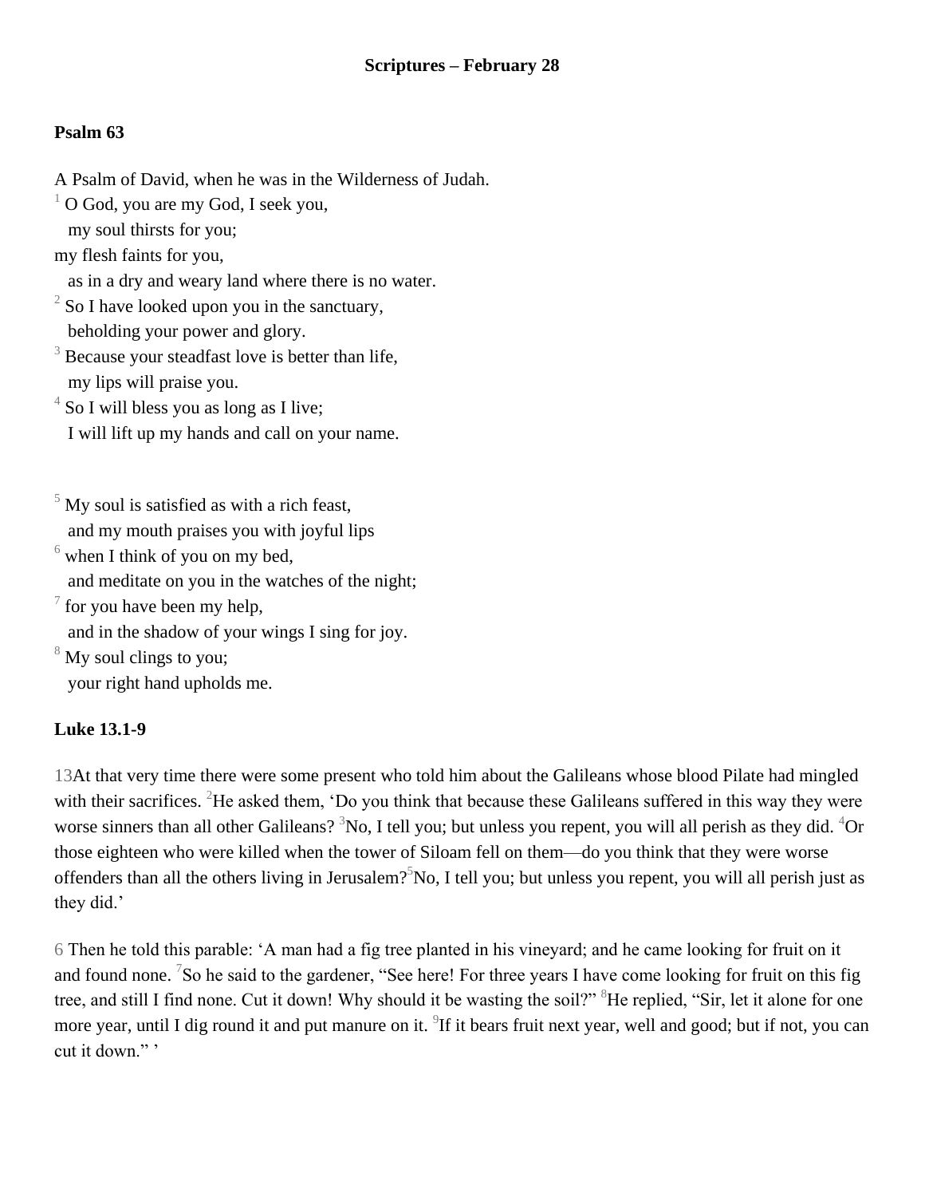**Scriptures – February 28**

**Psalm 63**

A Psalm of David, when he was in the Wilderness of Judah.
[1] O God, you are my God, I seek you,
 my soul thirsts for you;
my flesh faints for you,
 as in a dry and weary land where there is no water.
[2] So I have looked upon you in the sanctuary,
 beholding your power and glory.
[3] Because your steadfast love is better than life,
 my lips will praise you.
[4] So I will bless you as long as I live;
 I will lift up my hands and call on your name.

[5] My soul is satisfied as with a rich feast,
 and my mouth praises you with joyful lips
[6] when I think of you on my bed,
 and meditate on you in the watches of the night;
[7] for you have been my help,
 and in the shadow of your wings I sing for joy.
[8] My soul clings to you;
 your right hand upholds me.

**Luke 13.1-9**

13At that very time there were some present who told him about the Galileans whose blood Pilate had mingled with their sacrifices. [2]He asked them, 'Do you think that because these Galileans suffered in this way they were worse sinners than all other Galileans? [3]No, I tell you; but unless you repent, you will all perish as they did. [4]Or those eighteen who were killed when the tower of Siloam fell on them—do you think that they were worse offenders than all the others living in Jerusalem?[5]No, I tell you; but unless you repent, you will all perish just as they did.'

6 Then he told this parable: 'A man had a fig tree planted in his vineyard; and he came looking for fruit on it and found none. [7]So he said to the gardener, "See here! For three years I have come looking for fruit on this fig tree, and still I find none. Cut it down! Why should it be wasting the soil?" [8]He replied, "Sir, let it alone for one more year, until I dig round it and put manure on it. [9]If it bears fruit next year, well and good; but if not, you can cut it down." '